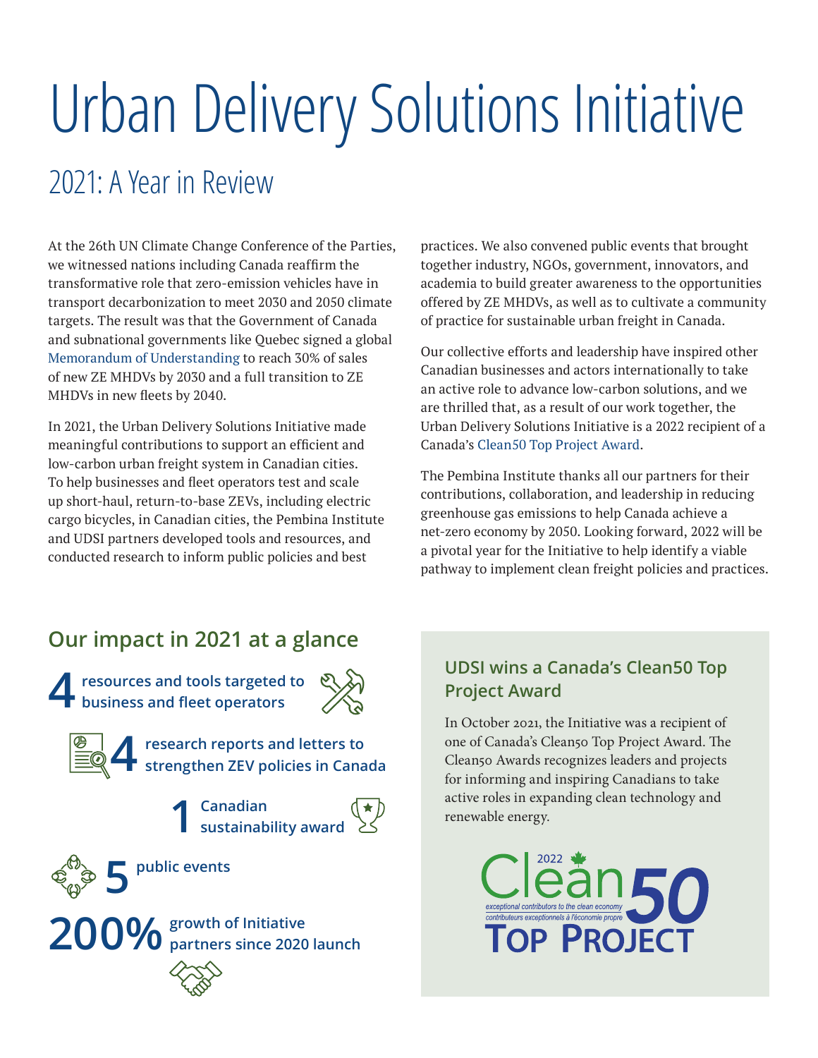# Urban Delivery Solutions Initiative

## 2021: A Year in Review

At the 26th UN Climate Change Conference of the Parties, we witnessed nations including Canada reaffirm the transformative role that zero-emission vehicles have in transport decarbonization to meet 2030 and 2050 climate targets. The result was that the Government of Canada and subnational governments like Quebec signed a global Memorandum of Understanding to reach 30% of sales of new ZE MHDVs by 2030 and a full transition to ZE MHDVs in new fleets by 2040.

In 2021, the Urban Delivery Solutions Initiative made meaningful contributions to support an efficient and low-carbon urban freight system in Canadian cities. To help businesses and fleet operators test and scale up short-haul, return-to-base ZEVs, including electric cargo bicycles, in Canadian cities, the Pembina Institute and UDSI partners developed tools and resources, and conducted research to inform public policies and best practices. We also convened public events that brought together industry, NGOs, government, innovators, and academia to build greater awareness to the opportunities offered by ZE MHDVs, as well as to cultivate a community of practice for sustainable urban freight in Canada.

Our collective efforts and leadership have inspired other Canadian businesses and actors internationally to take an active role to advance low-carbon solutions, and we are thrilled that, as a result of our work together, the Urban Delivery Solutions Initiative is a 2022 recipient of a Canada's Clean50 Top Project Award.

The Pembina Institute thanks all our partners for their contributions, collaboration, and leadership in reducing greenhouse gas emissions to help Canada achieve a net-zero economy by 2050. Looking forward, 2022 will be a pivotal year for the Initiative to help identify a viable pathway to implement clean freight policies and practices.

### Our impact in 2021 at a glance

- **4** resources and tools targeted to business and fleet operators
- **4** research reports and letters to strengthen ZEV policies in Canada
- **1** Canadian sustainability award
- **5** public events
- **200%** growth of Initiative partners since 2020 launch

### UDSI wins a Canada's Clean50 Top Project Award

In October 2021, the Initiative was a recipient of one of Canada's Clean50 Top Project Award. The Clean50 Awards recognizes leaders and projects for informing and inspiring Canadians to take active roles in expanding clean technology and renewable energy.

Clean50 2022 — exceptional contributors to the clean economy / contributeurs exceptionnels à l'économie propre — TOP PROJECT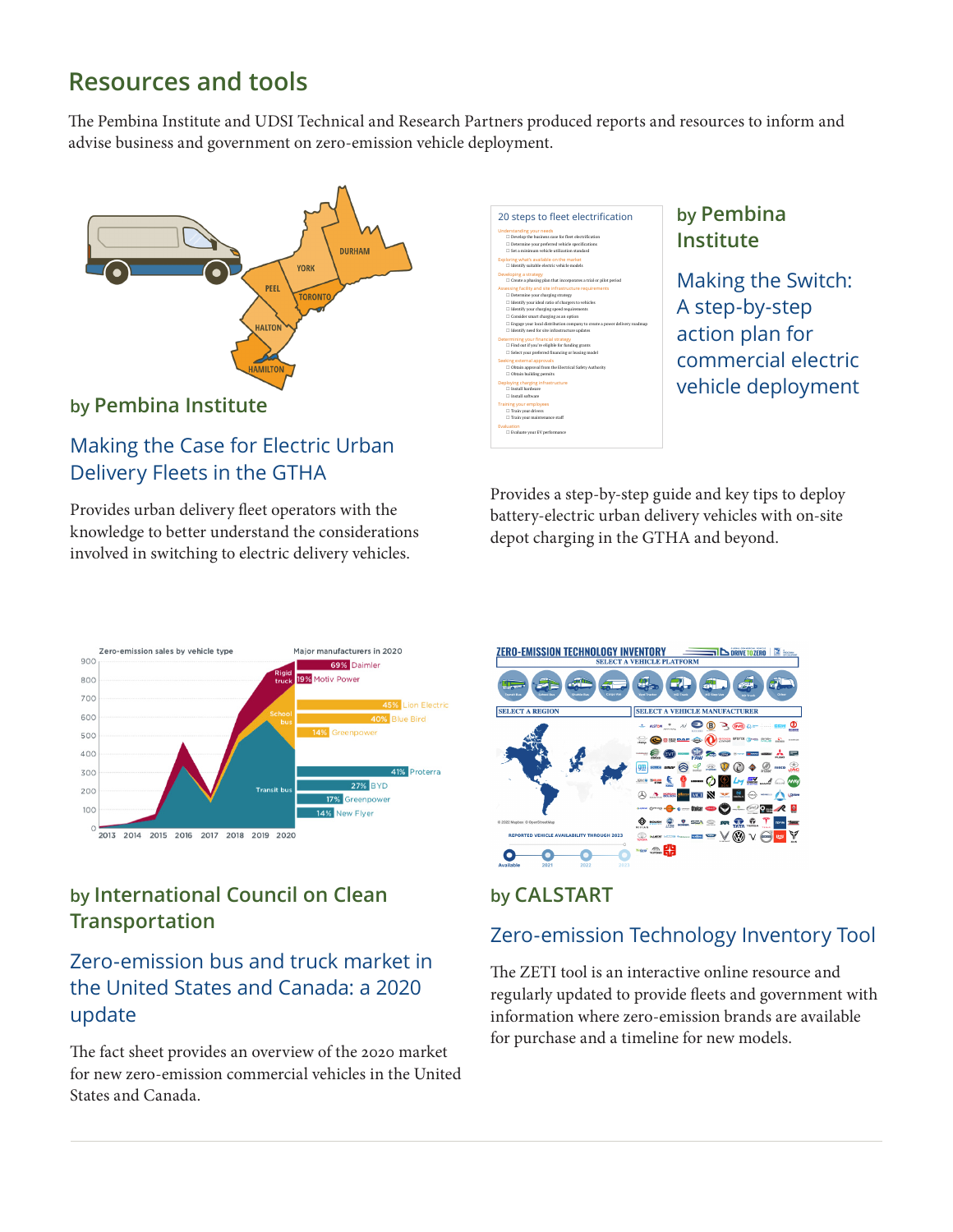## Resources and tools

The Pembina Institute and UDSI Technical and Research Partners produced reports and resources to inform and advise business and government on zero-emission vehicle deployment.

by **Pembina Institute**

### Making the Case for Electric Urban Delivery Fleets in the GTHA

Provides urban delivery fleet operators with the knowledge to better understand the considerations involved in switching to electric delivery vehicles.

by **Pembina Institute**

### Making the Switch: A step-by-step action plan for commercial electric vehicle deployment

Provides a step-by-step guide and key tips to deploy battery-electric urban delivery vehicles with on-site depot charging in the GTHA and beyond.

by **International Council on Clean Transportation**

### Zero-emission bus and truck market in the United States and Canada: a 2020 update

The fact sheet provides an overview of the 2020 market for new zero-emission commercial vehicles in the United States and Canada.

by **CALSTART**

### Zero-emission Technology Inventory Tool

The ZETI tool is an interactive online resource and regularly updated to provide fleets and government with information where zero-emission brands are available for purchase and a timeline for new models.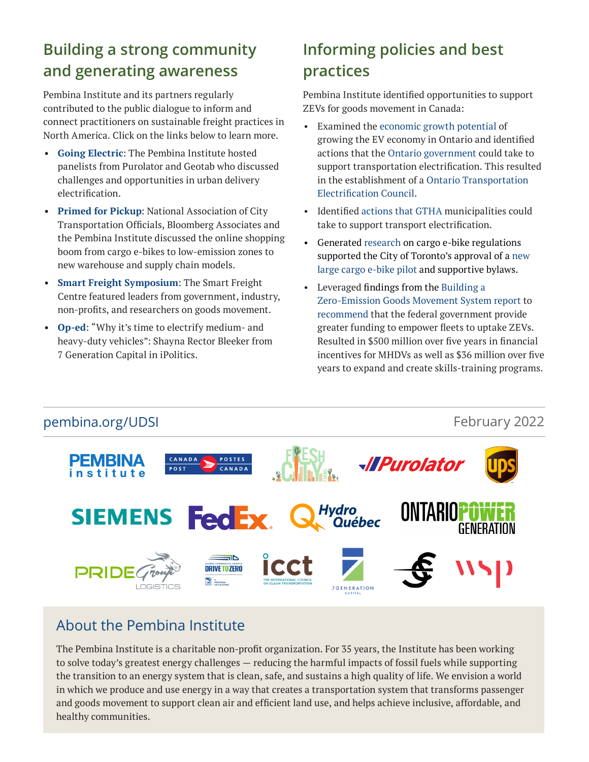## Building a strong community and generating awareness

Pembina Institute and its partners regularly contributed to the public dialogue to inform and connect practitioners on sustainable freight practices in North America. Click on the links below to learn more.

- **Going Electric**: The Pembina Institute hosted panelists from Purolator and Geotab who discussed challenges and opportunities in urban delivery electrification.
- **Primed for Pickup**: National Association of City Transportation Officials, Bloomberg Associates and the Pembina Institute discussed the online shopping boom from cargo e-bikes to low-emission zones to new warehouse and supply chain models.
- **Smart Freight Symposium**: The Smart Freight Centre featured leaders from government, industry, non-profits, and researchers on goods movement.
- **Op-ed**: "Why it's time to electrify medium- and heavy-duty vehicles": Shayna Rector Bleeker from 7 Generation Capital in iPolitics.

## Informing policies and best practices

Pembina Institute identified opportunities to support ZEVs for goods movement in Canada:

- Examined the economic growth potential of growing the EV economy in Ontario and identified actions that the Ontario government could take to support transportation electrification. This resulted in the establishment of a Ontario Transportation Electrification Council.
- Identified actions that GTHA municipalities could take to support transport electrification.
- Generated research on cargo e-bike regulations supported the City of Toronto's approval of a new large cargo e-bike pilot and supportive bylaws.
- Leveraged findings from the Building a Zero-Emission Goods Movement System report to recommend that the federal government provide greater funding to empower fleets to uptake ZEVs. Resulted in $500 million over five years in financial incentives for MHDVs as well as $36 million over five years to expand and create skills-training programs.

pembina.org/UDSI

February 2022

## About the Pembina Institute

The Pembina Institute is a charitable non-profit organization. For 35 years, the Institute has been working to solve today's greatest energy challenges — reducing the harmful impacts of fossil fuels while supporting the transition to an energy system that is clean, safe, and sustains a high quality of life. We envision a world in which we produce and use energy in a way that creates a transportation system that transforms passenger and goods movement to support clean air and efficient land use, and helps achieve inclusive, affordable, and healthy communities.